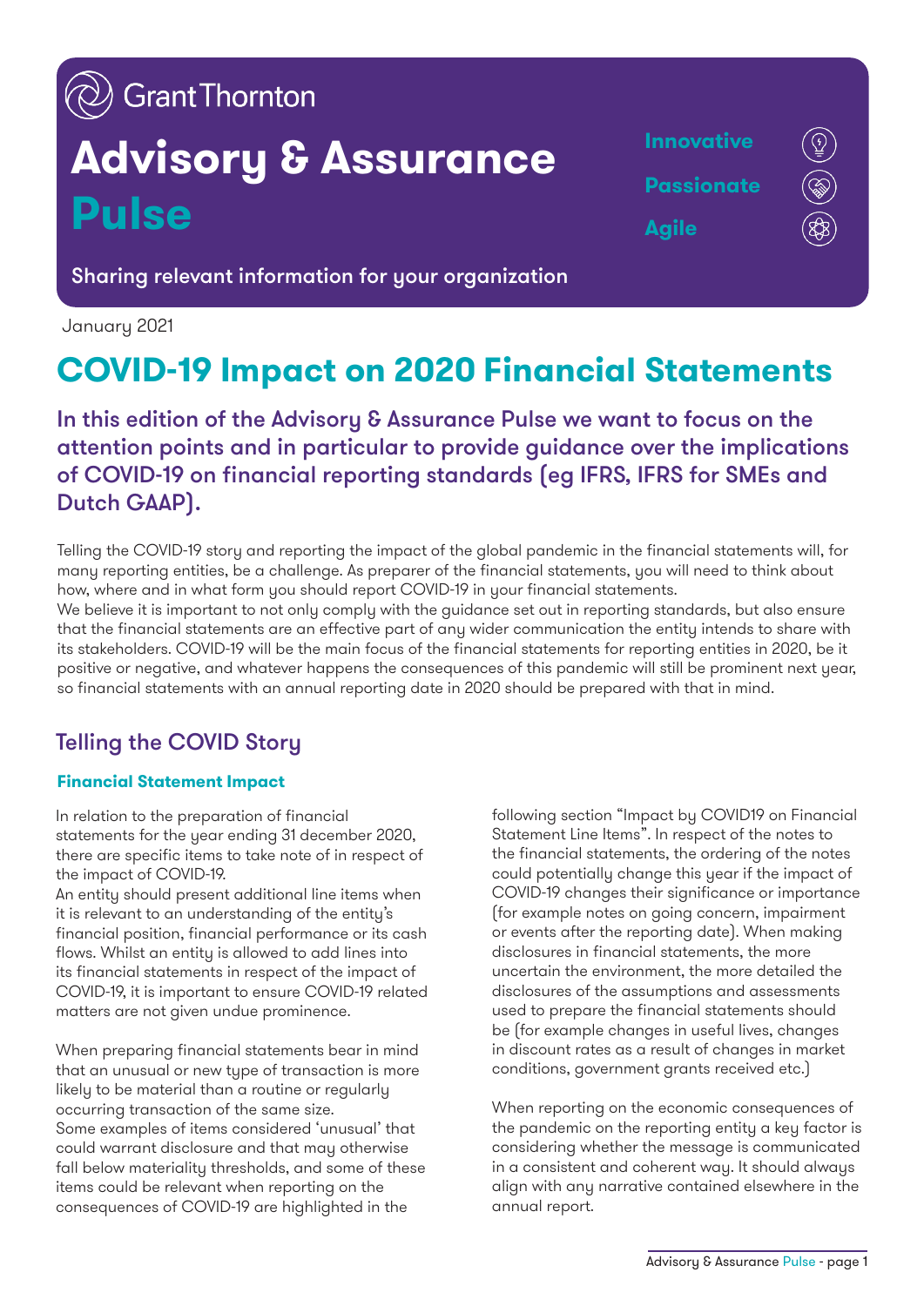Grant Thornton

# Advisory & Assurance Pulse

**Innovative**

**Passionate**

**Agile**

Sharing relevant information for your organization

January 2021

# COVID-19 Impact on 2020 Financial Statements

### In this edition of the Advisory & Assurance Pulse we want to focus on the attention points and in particular to provide guidance over the implications of COVID-19 on financial reporting standards (eg IFRS, IFRS for SMEs and Dutch GAAP).

Telling the COVID-19 story and reporting the impact of the global pandemic in the financial statements will, for many reporting entities, be a challenge. As preparer of the financial statements, you will need to think about how, where and in what form you should report COVID-19 in your financial statements.
We believe it is important to not only comply with the guidance set out in reporting standards, but also ensure that the financial statements are an effective part of any wider communication the entity intends to share with its stakeholders. COVID-19 will be the main focus of the financial statements for reporting entities in 2020, be it positive or negative, and whatever happens the consequences of this pandemic will still be prominent next year, so financial statements with an annual reporting date in 2020 should be prepared with that in mind.

## Telling the COVID Story

### Financial Statement Impact

In relation to the preparation of financial statements for the year ending 31 december 2020, there are specific items to take note of in respect of the impact of COVID-19.
An entity should present additional line items when it is relevant to an understanding of the entity's financial position, financial performance or its cash flows. Whilst an entity is allowed to add lines into its financial statements in respect of the impact of COVID-19, it is important to ensure COVID-19 related matters are not given undue prominence.

When preparing financial statements bear in mind that an unusual or new type of transaction is more likely to be material than a routine or regularly occurring transaction of the same size.
Some examples of items considered 'unusual' that could warrant disclosure and that may otherwise fall below materiality thresholds, and some of these items could be relevant when reporting on the consequences of COVID-19 are highlighted in the following section "Impact by COVID19 on Financial Statement Line Items". In respect of the notes to the financial statements, the ordering of the notes could potentially change this year if the impact of COVID-19 changes their significance or importance (for example notes on going concern, impairment or events after the reporting date). When making disclosures in financial statements, the more uncertain the environment, the more detailed the disclosures of the assumptions and assessments used to prepare the financial statements should be (for example changes in useful lives, changes in discount rates as a result of changes in market conditions, government grants received etc.)

When reporting on the economic consequences of the pandemic on the reporting entity a key factor is considering whether the message is communicated in a consistent and coherent way. It should always align with any narrative contained elsewhere in the annual report.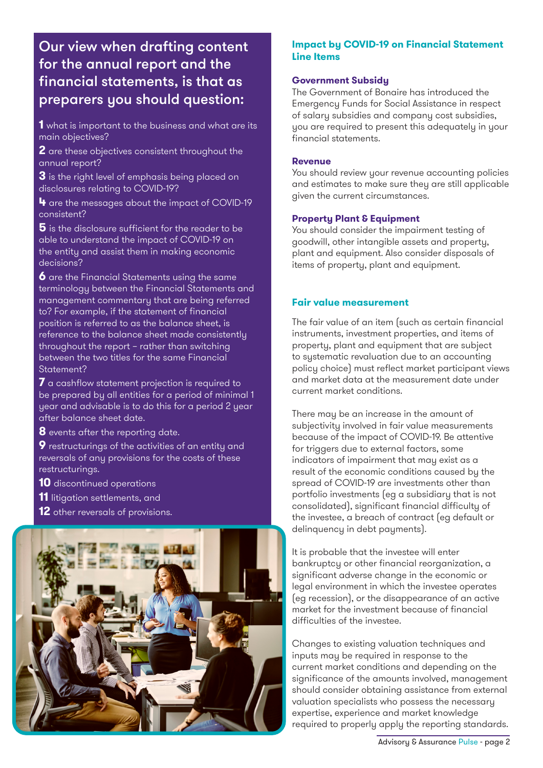## Our view when drafting content for the annual report and the financial statements, is that as preparers you should question:

**1** what is important to the business and what are its main objectives?

**2** are these objectives consistent throughout the annual report?

**3** is the right level of emphasis being placed on disclosures relating to COVID-19?

**4** are the messages about the impact of COVID-19 consistent?

**5** is the disclosure sufficient for the reader to be able to understand the impact of COVID-19 on the entity and assist them in making economic decisions?

**6** are the Financial Statements using the same terminology between the Financial Statements and management commentary that are being referred to? For example, if the statement of financial position is referred to as the balance sheet, is reference to the balance sheet made consistently throughout the report – rather than switching between the two titles for the same Financial Statement?

**7** a cashflow statement projection is required to be prepared by all entities for a period of minimal 1 year and advisable is to do this for a period 2 year after balance sheet date.

**8** events after the reporting date.

**9** restructurings of the activities of an entity and reversals of any provisions for the costs of these restructurings.

**10** discontinued operations

**11** litigation settlements, and

**12** other reversals of provisions.

## Impact by COVID-19 on Financial Statement Line Items

### Government Subsidy

The Government of Bonaire has introduced the Emergency Funds for Social Assistance in respect of salary subsidies and company cost subsidies, you are required to present this adequately in your financial statements.

### Revenue

You should review your revenue accounting policies and estimates to make sure they are still applicable given the current circumstances.

### Property Plant & Equipment

You should consider the impairment testing of goodwill, other intangible assets and property, plant and equipment. Also consider disposals of items of property, plant and equipment.

## Fair value measurement

The fair value of an item (such as certain financial instruments, investment properties, and items of property, plant and equipment that are subject to systematic revaluation due to an accounting policy choice) must reflect market participant views and market data at the measurement date under current market conditions.

There may be an increase in the amount of subjectivity involved in fair value measurements because of the impact of COVID-19. Be attentive for triggers due to external factors, some indicators of impairment that may exist as a result of the economic conditions caused by the spread of COVID-19 are investments other than portfolio investments (eg a subsidiary that is not consolidated), significant financial difficulty of the investee, a breach of contract (eg default or delinquency in debt payments).

It is probable that the investee will enter bankruptcy or other financial reorganization, a significant adverse change in the economic or legal environment in which the investee operates (eg recession), or the disappearance of an active market for the investment because of financial difficulties of the investee.

Changes to existing valuation techniques and inputs may be required in response to the current market conditions and depending on the significance of the amounts involved, management should consider obtaining assistance from external valuation specialists who possess the necessary expertise, experience and market knowledge required to properly apply the reporting standards.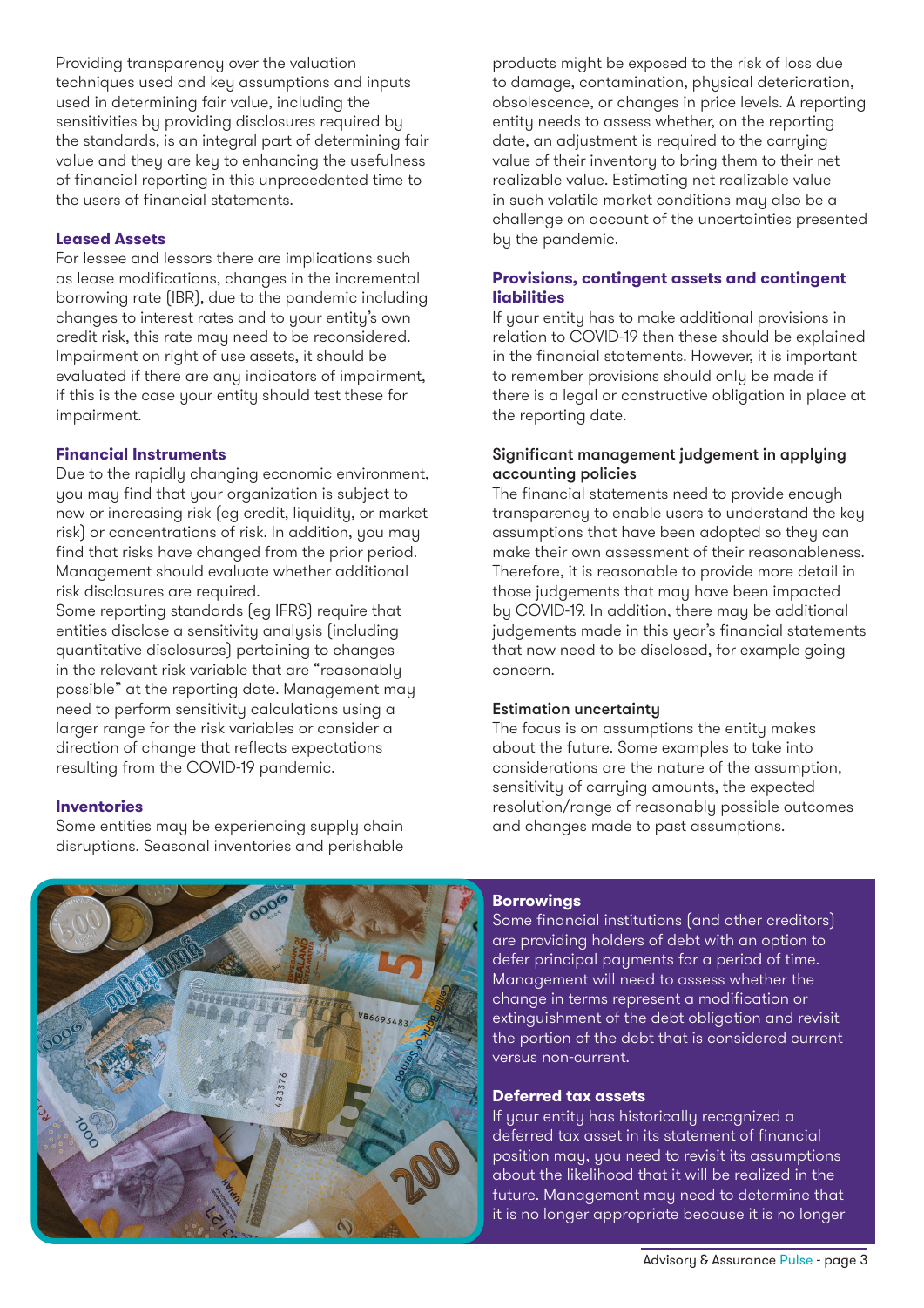Providing transparency over the valuation techniques used and key assumptions and inputs used in determining fair value, including the sensitivities by providing disclosures required by the standards, is an integral part of determining fair value and they are key to enhancing the usefulness of financial reporting in this unprecedented time to the users of financial statements.

### Leased Assets

For lessee and lessors there are implications such as lease modifications, changes in the incremental borrowing rate (IBR), due to the pandemic including changes to interest rates and to your entity's own credit risk, this rate may need to be reconsidered. Impairment on right of use assets, it should be evaluated if there are any indicators of impairment, if this is the case your entity should test these for impairment.

### Financial Instruments

Due to the rapidly changing economic environment, you may find that your organization is subject to new or increasing risk (eg credit, liquidity, or market risk) or concentrations of risk. In addition, you may find that risks have changed from the prior period. Management should evaluate whether additional risk disclosures are required.

Some reporting standards (eg IFRS) require that entities disclose a sensitivity analysis (including quantitative disclosures) pertaining to changes in the relevant risk variable that are "reasonably possible" at the reporting date. Management may need to perform sensitivity calculations using a larger range for the risk variables or consider a direction of change that reflects expectations resulting from the COVID-19 pandemic.

### Inventories

Some entities may be experiencing supply chain disruptions. Seasonal inventories and perishable products might be exposed to the risk of loss due to damage, contamination, physical deterioration, obsolescence, or changes in price levels. A reporting entity needs to assess whether, on the reporting date, an adjustment is required to the carrying value of their inventory to bring them to their net realizable value. Estimating net realizable value in such volatile market conditions may also be a challenge on account of the uncertainties presented by the pandemic.

### Provisions, contingent assets and contingent liabilities

If your entity has to make additional provisions in relation to COVID-19 then these should be explained in the financial statements. However, it is important to remember provisions should only be made if there is a legal or constructive obligation in place at the reporting date.

#### Significant management judgement in applying accounting policies

The financial statements need to provide enough transparency to enable users to understand the key assumptions that have been adopted so they can make their own assessment of their reasonableness. Therefore, it is reasonable to provide more detail in those judgements that may have been impacted by COVID-19. In addition, there may be additional judgements made in this year's financial statements that now need to be disclosed, for example going concern.

#### Estimation uncertainty

The focus is on assumptions the entity makes about the future. Some examples to take into considerations are the nature of the assumption, sensitivity of carrying amounts, the expected resolution/range of reasonably possible outcomes and changes made to past assumptions.

### Borrowings

Some financial institutions (and other creditors) are providing holders of debt with an option to defer principal payments for a period of time. Management will need to assess whether the change in terms represent a modification or extinguishment of the debt obligation and revisit the portion of the debt that is considered current versus non-current.

### Deferred tax assets

If your entity has historically recognized a deferred tax asset in its statement of financial position may, you need to revisit its assumptions about the likelihood that it will be realized in the future. Management may need to determine that it is no longer appropriate because it is no longer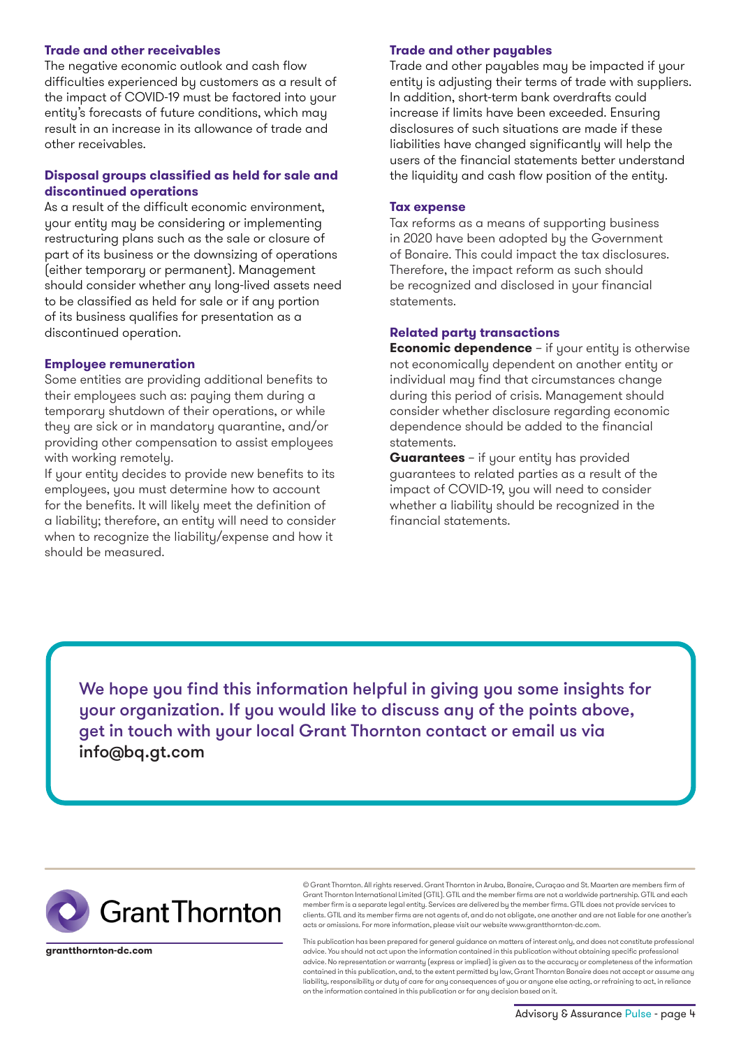### Trade and other receivables

The negative economic outlook and cash flow difficulties experienced by customers as a result of the impact of COVID-19 must be factored into your entity's forecasts of future conditions, which may result in an increase in its allowance of trade and other receivables.

### Disposal groups classified as held for sale and discontinued operations

As a result of the difficult economic environment, your entity may be considering or implementing restructuring plans such as the sale or closure of part of its business or the downsizing of operations (either temporary or permanent). Management should consider whether any long-lived assets need to be classified as held for sale or if any portion of its business qualifies for presentation as a discontinued operation.

### Employee remuneration

Some entities are providing additional benefits to their employees such as: paying them during a temporary shutdown of their operations, or while they are sick or in mandatory quarantine, and/or providing other compensation to assist employees with working remotely.

If your entity decides to provide new benefits to its employees, you must determine how to account for the benefits. It will likely meet the definition of a liability; therefore, an entity will need to consider when to recognize the liability/expense and how it should be measured.

### Trade and other payables

Trade and other payables may be impacted if your entity is adjusting their terms of trade with suppliers. In addition, short-term bank overdrafts could increase if limits have been exceeded. Ensuring disclosures of such situations are made if these liabilities have changed significantly will help the users of the financial statements better understand the liquidity and cash flow position of the entity.

### Tax expense

Tax reforms as a means of supporting business in 2020 have been adopted by the Government of Bonaire. This could impact the tax disclosures. Therefore, the impact reform as such should be recognized and disclosed in your financial statements.

### Related party transactions

**Economic dependence** – if your entity is otherwise not economically dependent on another entity or individual may find that circumstances change during this period of crisis. Management should consider whether disclosure regarding economic dependence should be added to the financial statements.

**Guarantees** – if your entity has provided guarantees to related parties as a result of the impact of COVID-19, you will need to consider whether a liability should be recognized in the financial statements.

We hope you find this information helpful in giving you some insights for your organization. If you would like to discuss any of the points above, get in touch with your local Grant Thornton contact or email us via info@bq.gt.com

Grant Thornton

grantthornton-dc.com

© Grant Thornton. All rights reserved. Grant Thornton in Aruba, Bonaire, Curaçao and St. Maarten are members firm of Grant Thornton International Limited (GTIL). GTIL and the member firms are not a worldwide partnership. GTIL and each member firm is a separate legal entity. Services are delivered by the member firms. GTIL does not provide services to clients. GTIL and its member firms are not agents of, and do not obligate, one another and are not liable for one another's acts or omissions. For more information, please visit our website www.grantthornton-dc.com.

This publication has been prepared for general guidance on matters of interest only, and does not constitute professional advice. You should not act upon the information contained in this publication without obtaining specific professional advice. No representation or warranty (express or implied) is given as to the accuracy or completeness of the information contained in this publication, and, to the extent permitted by law, Grant Thornton Bonaire does not accept or assume any liability, responsibility or duty of care for any consequences of you or anyone else acting, or refraining to act, in reliance on the information contained in this publication or for any decision based on it.